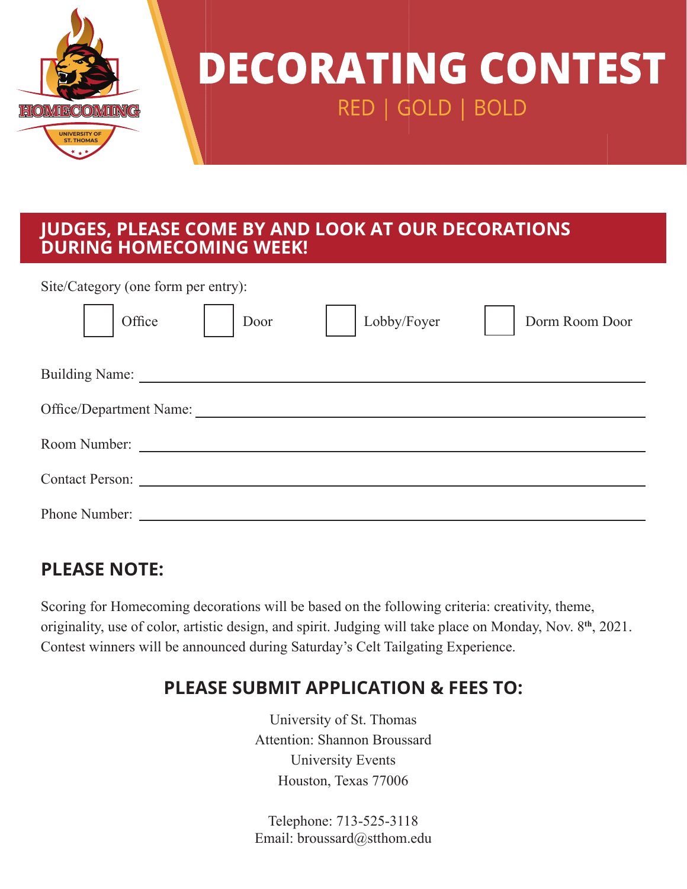HOMECOMING

UNIVERSITY OF ST. THOMAS

# DECORATING CONTEST

RED | GOLD | BOLD

## JUDGES, PLEASE COME BY AND LOOK AT OUR DECORATIONS DURING HOMECOMING WEEK!

Site/Category (one form per entry):

☐ Office ☐ Door ☐ Lobby/Foyer ☐ Dorm Room Door

Building Name: ______________________________

Office/Department Name: ______________________________

Room Number: ______________________________

Contact Person: ______________________________

Phone Number: ______________________________

## PLEASE NOTE:

Scoring for Homecoming decorations will be based on the following criteria: creativity, theme, originality, use of color, artistic design, and spirit. Judging will take place on Monday, Nov. 8th, 2021. Contest winners will be announced during Saturday's Celt Tailgating Experience.

## PLEASE SUBMIT APPLICATION & FEES TO:

University of St. Thomas
Attention: Shannon Broussard
University Events
Houston, Texas 77006

Telephone: 713-525-3118
Email: broussard@stthom.edu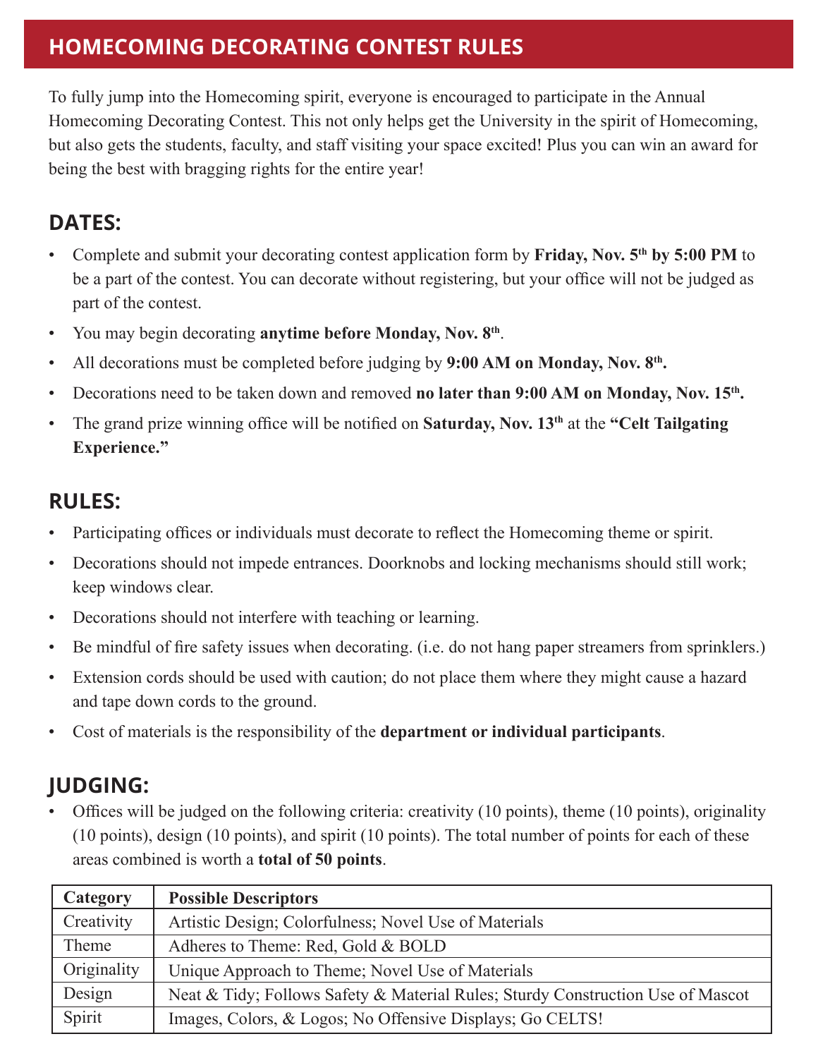# HOMECOMING DECORATING CONTEST RULES

To fully jump into the Homecoming spirit, everyone is encouraged to participate in the Annual Homecoming Decorating Contest. This not only helps get the University in the spirit of Homecoming, but also gets the students, faculty, and staff visiting your space excited! Plus you can win an award for being the best with bragging rights for the entire year!

## DATES:

- Complete and submit your decorating contest application form by **Friday, Nov. 5th by 5:00 PM** to be a part of the contest. You can decorate without registering, but your office will not be judged as part of the contest.
- You may begin decorating **anytime before Monday, Nov. 8th**.
- All decorations must be completed before judging by **9:00 AM on Monday, Nov. 8th.**
- Decorations need to be taken down and removed **no later than 9:00 AM on Monday, Nov. 15th.**
- The grand prize winning office will be notified on **Saturday, Nov. 13th** at the **"Celt Tailgating Experience."**

## RULES:

- Participating offices or individuals must decorate to reflect the Homecoming theme or spirit.
- Decorations should not impede entrances. Doorknobs and locking mechanisms should still work; keep windows clear.
- Decorations should not interfere with teaching or learning.
- Be mindful of fire safety issues when decorating. (i.e. do not hang paper streamers from sprinklers.)
- Extension cords should be used with caution; do not place them where they might cause a hazard and tape down cords to the ground.
- Cost of materials is the responsibility of the **department or individual participants**.

## JUDGING:

- Offices will be judged on the following criteria: creativity (10 points), theme (10 points), originality (10 points), design (10 points), and spirit (10 points). The total number of points for each of these areas combined is worth a **total of 50 points**.

| Category | Possible Descriptors |
|---|---|
| Creativity | Artistic Design; Colorfulness; Novel Use of Materials |
| Theme | Adheres to Theme: Red, Gold & BOLD |
| Originality | Unique Approach to Theme; Novel Use of Materials |
| Design | Neat & Tidy; Follows Safety & Material Rules; Sturdy Construction Use of Mascot |
| Spirit | Images, Colors, & Logos; No Offensive Displays; Go CELTS! |